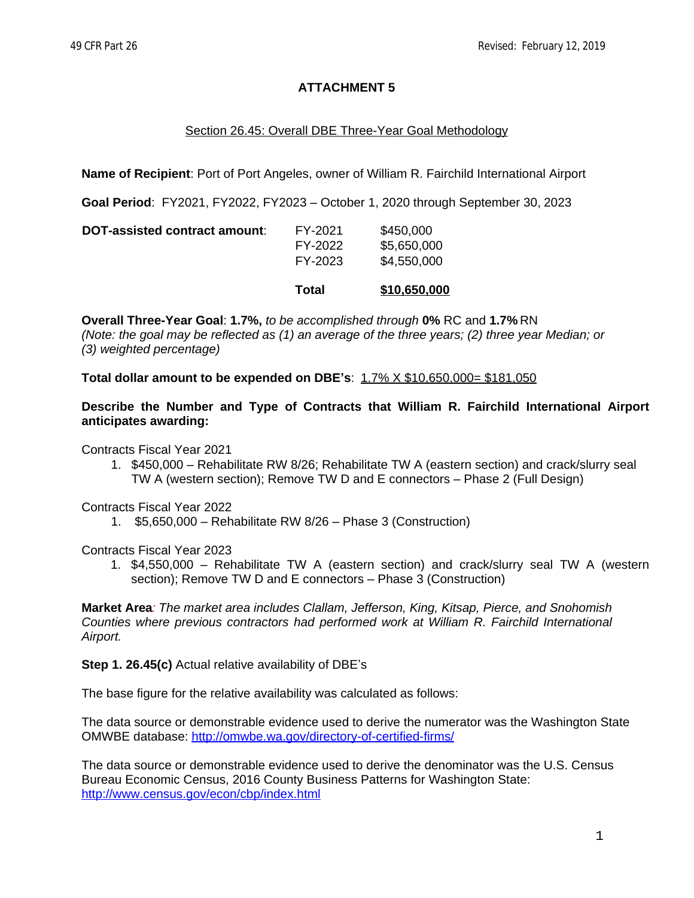# ATTACHMENT 5

## Section 26.45: Overall DBE Three-Year Goal Methodology

**Name of Recipient**: Port of Port Angeles, owner of William R. Fairchild International Airport

**Goal Period**: FY2021, FY2022, FY2023 – October 1, 2020 through September 30, 2023

| **DOT-assisted contract amount**: | FY-2021 | $450,000 |
|---|---|---|
| | FY-2022 | $5,650,000 |
| | FY-2023 | $4,550,000 |
| | **Total** | **$10,650,000** |

**Overall Three-Year Goal**: **1.7%,** *to be accomplished through* **0%** RC and **1.7%** RN
*(Note: the goal may be reflected as (1) an average of the three years; (2) three year Median; or (3) weighted percentage)*

**Total dollar amount to be expended on DBE's**: 1.7% X $10,650,000= $181,050

**Describe the Number and Type of Contracts that William R. Fairchild International Airport anticipates awarding:**

Contracts Fiscal Year 2021

1. $450,000 – Rehabilitate RW 8/26; Rehabilitate TW A (eastern section) and crack/slurry seal TW A (western section); Remove TW D and E connectors – Phase 2 (Full Design)

Contracts Fiscal Year 2022

1. $5,650,000 – Rehabilitate RW 8/26 – Phase 3 (Construction)

Contracts Fiscal Year 2023

1. $4,550,000 – Rehabilitate TW A (eastern section) and crack/slurry seal TW A (western section); Remove TW D and E connectors – Phase 3 (Construction)

**Market Area**: *The market area includes Clallam, Jefferson, King, Kitsap, Pierce, and Snohomish Counties where previous contractors had performed work at William R. Fairchild International Airport.*

**Step 1. 26.45(c)** Actual relative availability of DBE's

The base figure for the relative availability was calculated as follows:

The data source or demonstrable evidence used to derive the numerator was the Washington State OMWBE database: http://omwbe.wa.gov/directory-of-certified-firms/

The data source or demonstrable evidence used to derive the denominator was the U.S. Census Bureau Economic Census, 2016 County Business Patterns for Washington State: http://www.census.gov/econ/cbp/index.html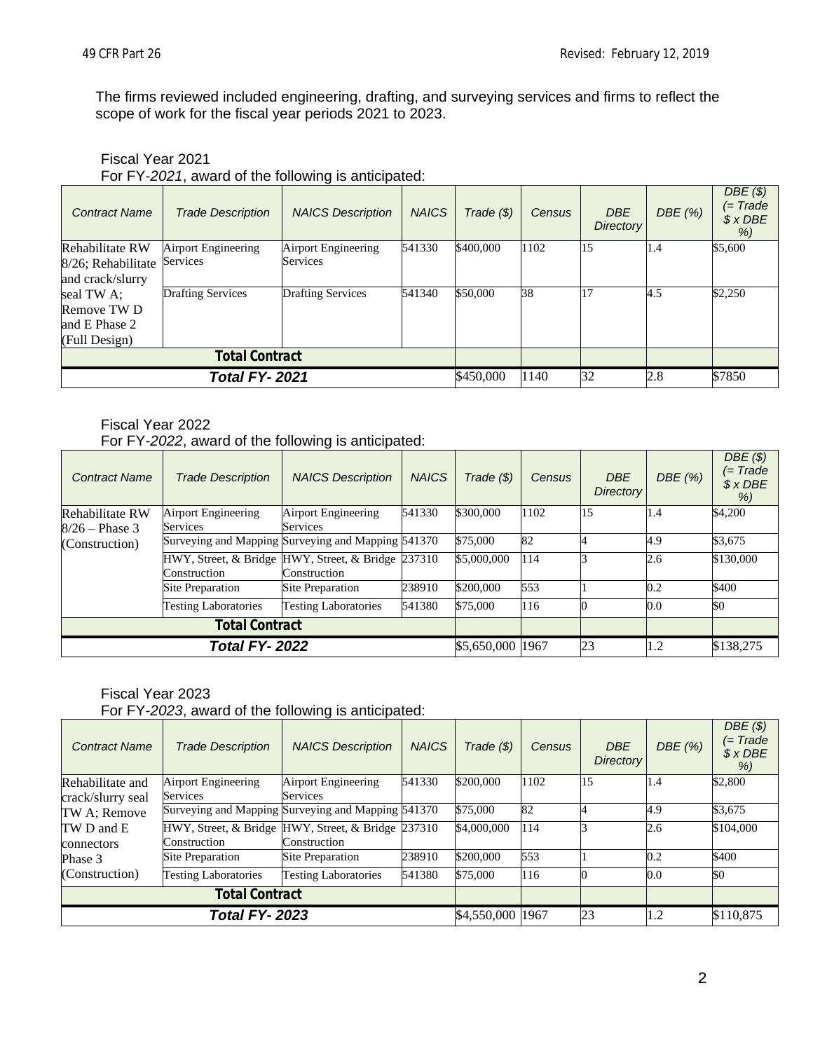The firms reviewed included engineering, drafting, and surveying services and firms to reflect the scope of work for the fiscal year periods 2021 to 2023.

Fiscal Year 2021

For FY-*2021*, award of the following is anticipated:

| *Contract Name* | *Trade Description* | *NAICS Description* | *NAICS* | *Trade ($)* | *Census* | *DBE Directory* | *DBE (%)* | *DBE ($) (= Trade $ x DBE %)* |
|---|---|---|---|---|---|---|---|---|
| Rehabilitate RW 8/26; Rehabilitate and crack/slurry seal TW A; Remove TW D and E Phase 2 (Full Design) | Airport Engineering Services | Airport Engineering Services | 541330 | $400,000 | 1102 | 15 | 1.4 | $5,600 |
| | Drafting Services | Drafting Services | 541340 | $50,000 | 38 | 17 | 4.5 | $2,250 |
| **Total Contract** | | | | | | | | |
| ***Total FY- 2021*** | | | | $450,000 | 1140 | 32 | 2.8 | $7850 |

Fiscal Year 2022

For FY-*2022*, award of the following is anticipated:

| *Contract Name* | *Trade Description* | *NAICS Description* | *NAICS* | *Trade ($)* | *Census* | *DBE Directory* | *DBE (%)* | *DBE ($) (= Trade $ x DBE %)* |
|---|---|---|---|---|---|---|---|---|
| Rehabilitate RW 8/26 – Phase 3 (Construction) | Airport Engineering Services | Airport Engineering Services | 541330 | $300,000 | 1102 | 15 | 1.4 | $4,200 |
| | Surveying and Mapping | Surveying and Mapping | 541370 | $75,000 | 82 | 4 | 4.9 | $3,675 |
| | HWY, Street, & Bridge Construction | HWY, Street, & Bridge Construction | 237310 | $5,000,000 | 114 | 3 | 2.6 | $130,000 |
| | Site Preparation | Site Preparation | 238910 | $200,000 | 553 | 1 | 0.2 | $400 |
| | Testing Laboratories | Testing Laboratories | 541380 | $75,000 | 116 | 0 | 0.0 | $0 |
| **Total Contract** | | | | | | | | |
| ***Total FY- 2022*** | | | | $5,650,000 | 1967 | 23 | 1.2 | $138,275 |

Fiscal Year 2023

For FY-*2023*, award of the following is anticipated:

| *Contract Name* | *Trade Description* | *NAICS Description* | *NAICS* | *Trade ($)* | *Census* | *DBE Directory* | *DBE (%)* | *DBE ($) (= Trade $ x DBE %)* |
|---|---|---|---|---|---|---|---|---|
| Rehabilitate and crack/slurry seal TW A; Remove TW D and E connectors Phase 3 (Construction) | Airport Engineering Services | Airport Engineering Services | 541330 | $200,000 | 1102 | 15 | 1.4 | $2,800 |
| | Surveying and Mapping | Surveying and Mapping | 541370 | $75,000 | 82 | 4 | 4.9 | $3,675 |
| | HWY, Street, & Bridge Construction | HWY, Street, & Bridge Construction | 237310 | $4,000,000 | 114 | 3 | 2.6 | $104,000 |
| | Site Preparation | Site Preparation | 238910 | $200,000 | 553 | 1 | 0.2 | $400 |
| | Testing Laboratories | Testing Laboratories | 541380 | $75,000 | 116 | 0 | 0.0 | $0 |
| **Total Contract** | | | | | | | | |
| ***Total FY- 2023*** | | | | $4,550,000 | 1967 | 23 | 1.2 | $110,875 |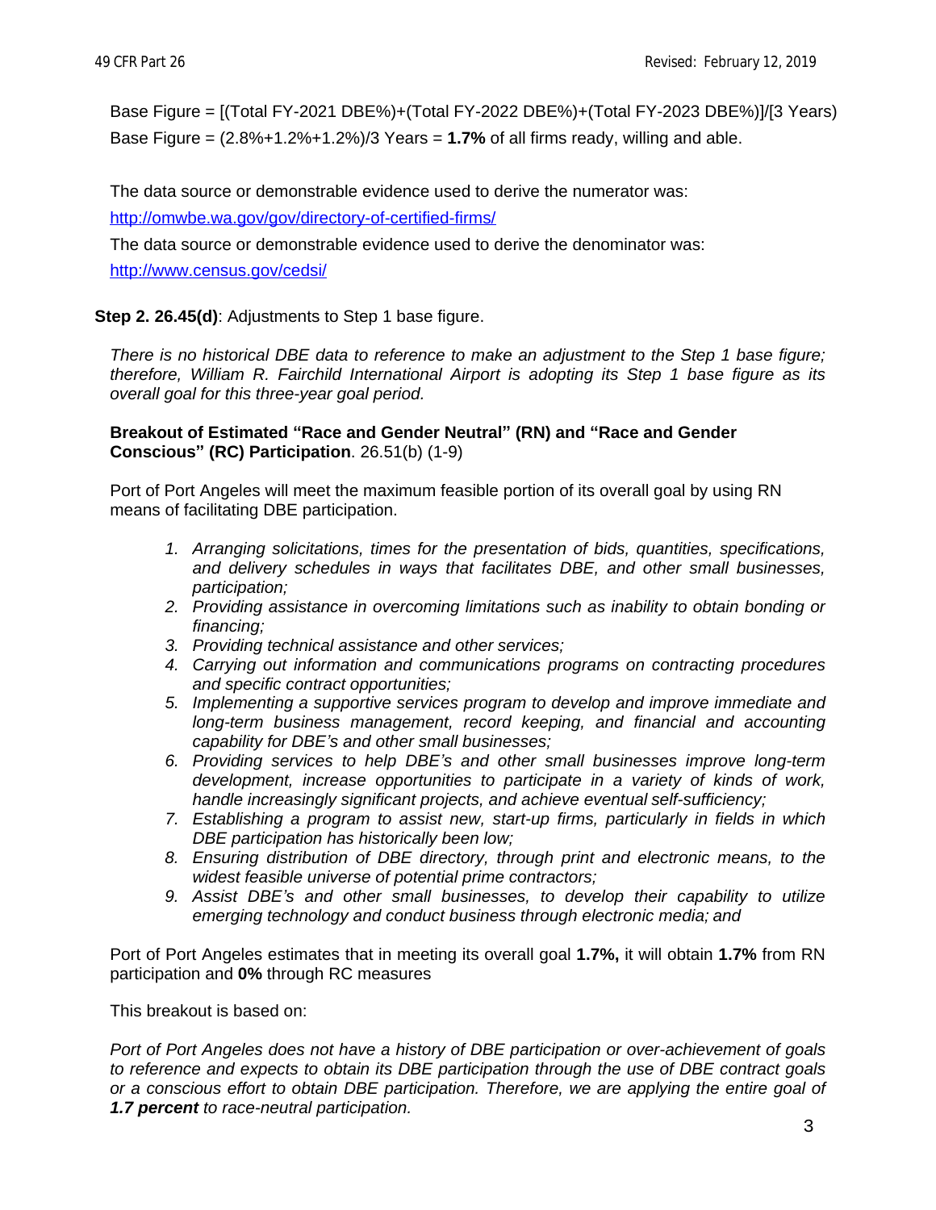Base Figure = [(Total FY-2021 DBE%)+(Total FY-2022 DBE%)+(Total FY-2023 DBE%)]/[3 Years)

Base Figure = (2.8%+1.2%+1.2%)/3 Years = **1.7%** of all firms ready, willing and able.

The data source or demonstrable evidence used to derive the numerator was:

http://omwbe.wa.gov/gov/directory-of-certified-firms/

The data source or demonstrable evidence used to derive the denominator was:

http://www.census.gov/cedsi/

**Step 2. 26.45(d)**: Adjustments to Step 1 base figure.

*There is no historical DBE data to reference to make an adjustment to the Step 1 base figure; therefore, William R. Fairchild International Airport is adopting its Step 1 base figure as its overall goal for this three-year goal period.*

**Breakout of Estimated "Race and Gender Neutral" (RN) and "Race and Gender Conscious" (RC) Participation**. 26.51(b) (1-9)

Port of Port Angeles will meet the maximum feasible portion of its overall goal by using RN means of facilitating DBE participation.

1. *Arranging solicitations, times for the presentation of bids, quantities, specifications, and delivery schedules in ways that facilitates DBE, and other small businesses, participation;*
2. *Providing assistance in overcoming limitations such as inability to obtain bonding or financing;*
3. *Providing technical assistance and other services;*
4. *Carrying out information and communications programs on contracting procedures and specific contract opportunities;*
5. *Implementing a supportive services program to develop and improve immediate and long-term business management, record keeping, and financial and accounting capability for DBE's and other small businesses;*
6. *Providing services to help DBE's and other small businesses improve long-term development, increase opportunities to participate in a variety of kinds of work, handle increasingly significant projects, and achieve eventual self-sufficiency;*
7. *Establishing a program to assist new, start-up firms, particularly in fields in which DBE participation has historically been low;*
8. *Ensuring distribution of DBE directory, through print and electronic means, to the widest feasible universe of potential prime contractors;*
9. *Assist DBE's and other small businesses, to develop their capability to utilize emerging technology and conduct business through electronic media; and*

Port of Port Angeles estimates that in meeting its overall goal **1.7%,** it will obtain **1.7%** from RN participation and **0%** through RC measures

This breakout is based on:

*Port of Port Angeles does not have a history of DBE participation or over-achievement of goals to reference and expects to obtain its DBE participation through the use of DBE contract goals or a conscious effort to obtain DBE participation. Therefore, we are applying the entire goal of **1.7 percent** to race-neutral participation.*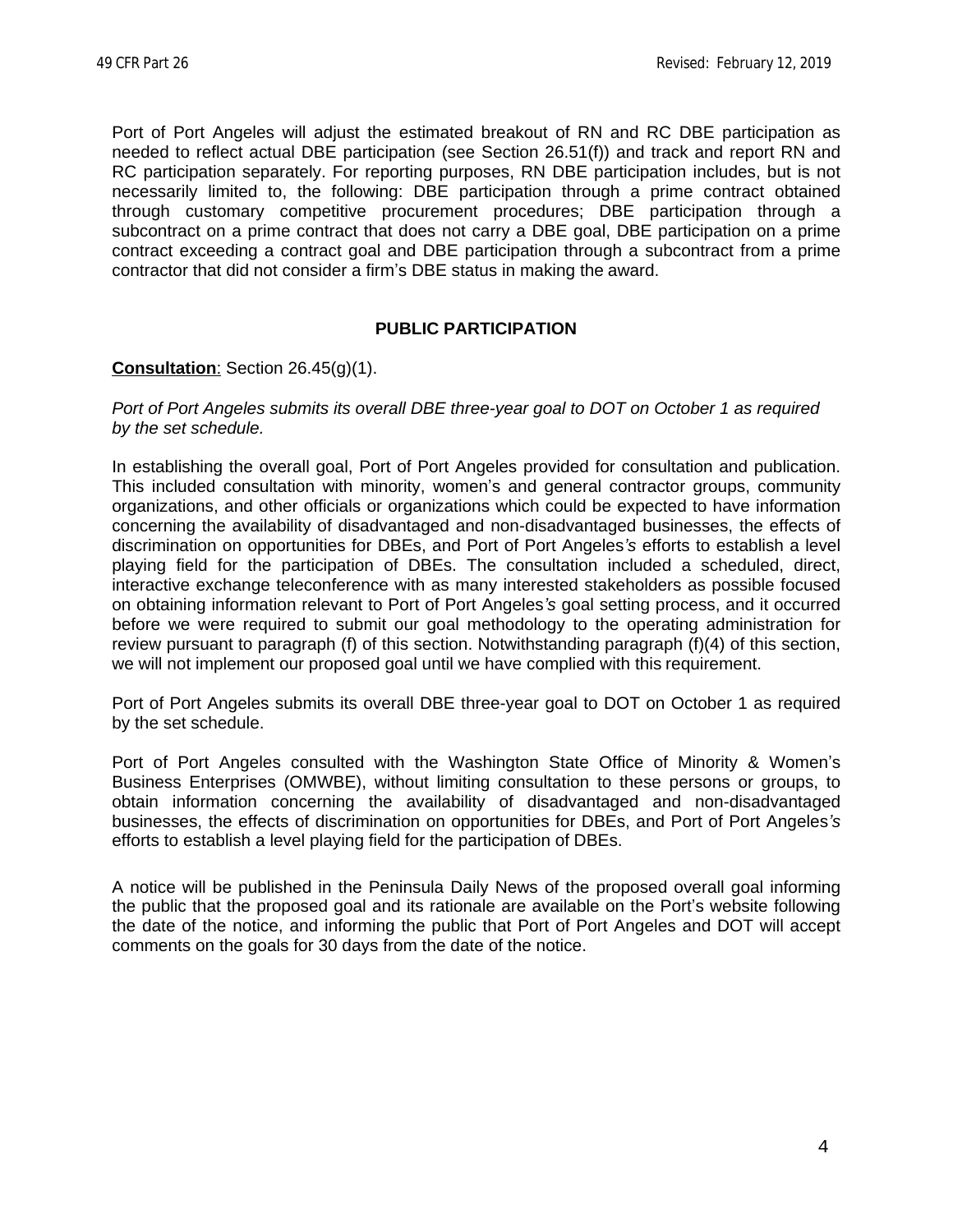Port of Port Angeles will adjust the estimated breakout of RN and RC DBE participation as needed to reflect actual DBE participation (see Section 26.51(f)) and track and report RN and RC participation separately. For reporting purposes, RN DBE participation includes, but is not necessarily limited to, the following: DBE participation through a prime contract obtained through customary competitive procurement procedures; DBE participation through a subcontract on a prime contract that does not carry a DBE goal, DBE participation on a prime contract exceeding a contract goal and DBE participation through a subcontract from a prime contractor that did not consider a firm's DBE status in making the award.

## PUBLIC PARTICIPATION

**Consultation**: Section 26.45(g)(1).

*Port of Port Angeles submits its overall DBE three-year goal to DOT on October 1 as required by the set schedule.*

In establishing the overall goal, Port of Port Angeles provided for consultation and publication. This included consultation with minority, women's and general contractor groups, community organizations, and other officials or organizations which could be expected to have information concerning the availability of disadvantaged and non-disadvantaged businesses, the effects of discrimination on opportunities for DBEs, and Port of Port Angeles*'s* efforts to establish a level playing field for the participation of DBEs. The consultation included a scheduled, direct, interactive exchange teleconference with as many interested stakeholders as possible focused on obtaining information relevant to Port of Port Angeles*'s* goal setting process, and it occurred before we were required to submit our goal methodology to the operating administration for review pursuant to paragraph (f) of this section. Notwithstanding paragraph (f)(4) of this section, we will not implement our proposed goal until we have complied with this requirement.

Port of Port Angeles submits its overall DBE three-year goal to DOT on October 1 as required by the set schedule.

Port of Port Angeles consulted with the Washington State Office of Minority & Women's Business Enterprises (OMWBE), without limiting consultation to these persons or groups, to obtain information concerning the availability of disadvantaged and non-disadvantaged businesses, the effects of discrimination on opportunities for DBEs, and Port of Port Angeles*'s* efforts to establish a level playing field for the participation of DBEs.

A notice will be published in the Peninsula Daily News of the proposed overall goal informing the public that the proposed goal and its rationale are available on the Port's website following the date of the notice, and informing the public that Port of Port Angeles and DOT will accept comments on the goals for 30 days from the date of the notice.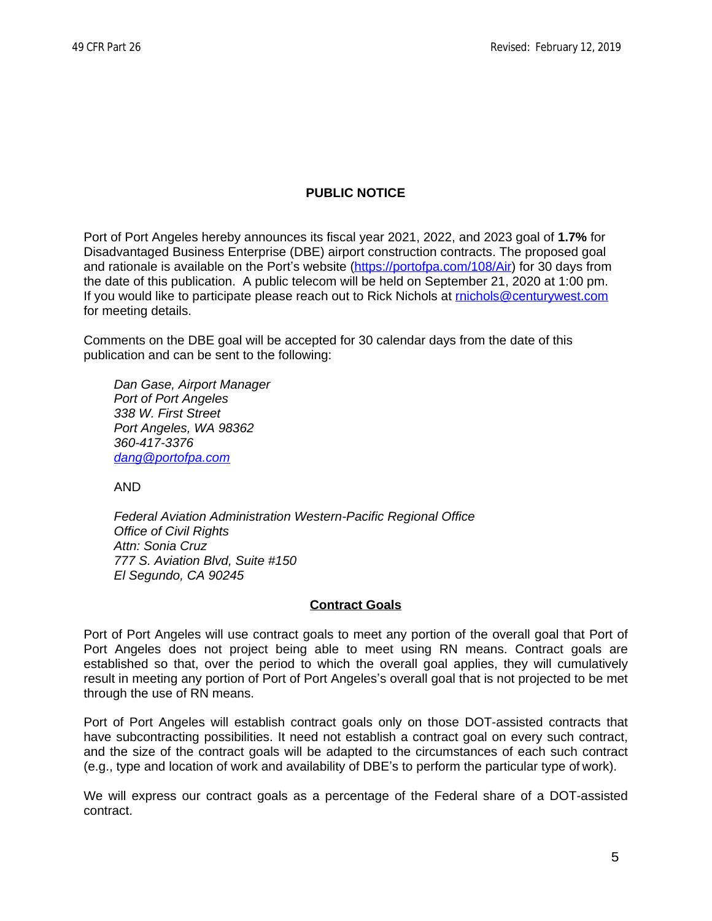## PUBLIC NOTICE

Port of Port Angeles hereby announces its fiscal year 2021, 2022, and 2023 goal of **1.7%** for Disadvantaged Business Enterprise (DBE) airport construction contracts. The proposed goal and rationale is available on the Port's website (https://portofpa.com/108/Air) for 30 days from the date of this publication. A public telecom will be held on September 21, 2020 at 1:00 pm. If you would like to participate please reach out to Rick Nichols at rnichols@centurywest.com for meeting details.

Comments on the DBE goal will be accepted for 30 calendar days from the date of this publication and can be sent to the following:

*Dan Gase, Airport Manager*
*Port of Port Angeles*
*338 W. First Street*
*Port Angeles, WA 98362*
*360-417-3376*
*dang@portofpa.com*

AND

*Federal Aviation Administration Western-Pacific Regional Office*
*Office of Civil Rights*
*Attn: Sonia Cruz*
*777 S. Aviation Blvd, Suite #150*
*El Segundo, CA 90245*

### Contract Goals

Port of Port Angeles will use contract goals to meet any portion of the overall goal that Port of Port Angeles does not project being able to meet using RN means. Contract goals are established so that, over the period to which the overall goal applies, they will cumulatively result in meeting any portion of Port of Port Angeles's overall goal that is not projected to be met through the use of RN means.

Port of Port Angeles will establish contract goals only on those DOT-assisted contracts that have subcontracting possibilities. It need not establish a contract goal on every such contract, and the size of the contract goals will be adapted to the circumstances of each such contract (e.g., type and location of work and availability of DBE's to perform the particular type of work).

We will express our contract goals as a percentage of the Federal share of a DOT-assisted contract.